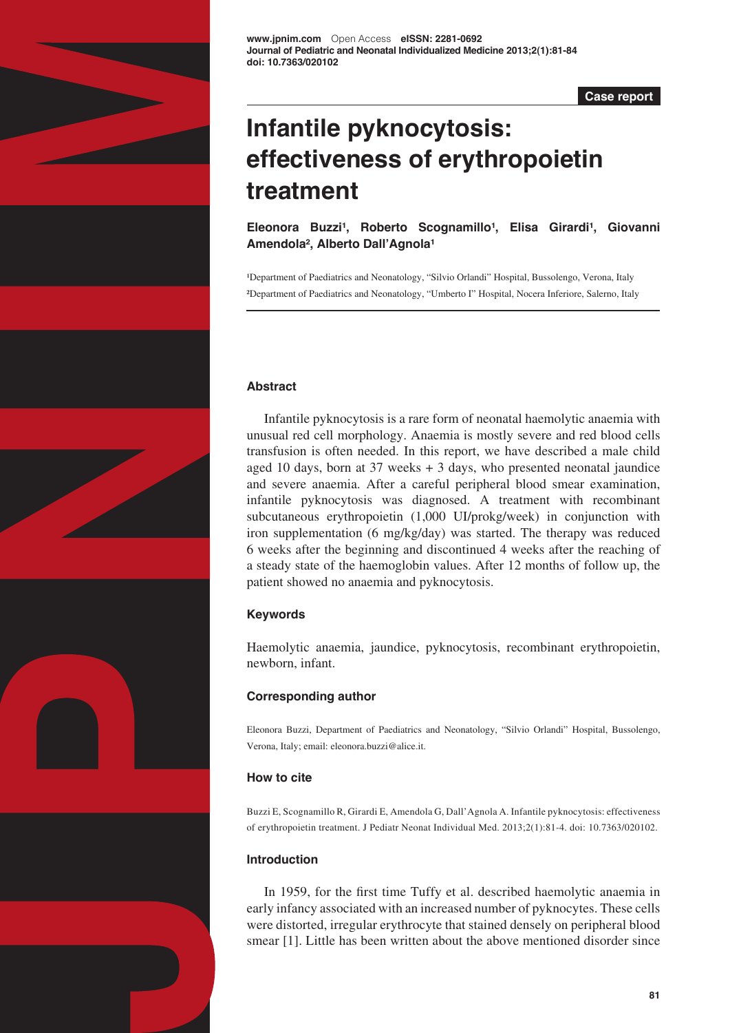Case report

# Infantile pyknocytosis: effectiveness of erythropoietin treatment

**Eleonora Buzzi[1], Roberto Scognamillo[1], Elisa Girardi[1], Giovanni Amendola[2], Alberto Dall'Agnola[1]**

[1]Department of Paediatrics and Neonatology, "Silvio Orlandi" Hospital, Bussolengo, Verona, Italy
[2]Department of Paediatrics and Neonatology, "Umberto I" Hospital, Nocera Inferiore, Salerno, Italy

### Abstract

Infantile pyknocytosis is a rare form of neonatal haemolytic anaemia with unusual red cell morphology. Anaemia is mostly severe and red blood cells transfusion is often needed. In this report, we have described a male child aged 10 days, born at 37 weeks + 3 days, who presented neonatal jaundice and severe anaemia. After a careful peripheral blood smear examination, infantile pyknocytosis was diagnosed. A treatment with recombinant subcutaneous erythropoietin (1,000 UI/prokg/week) in conjunction with iron supplementation (6 mg/kg/day) was started. The therapy was reduced 6 weeks after the beginning and discontinued 4 weeks after the reaching of a steady state of the haemoglobin values. After 12 months of follow up, the patient showed no anaemia and pyknocytosis.

### Keywords

Haemolytic anaemia, jaundice, pyknocytosis, recombinant erythropoietin, newborn, infant.

### Corresponding author

Eleonora Buzzi, Department of Paediatrics and Neonatology, "Silvio Orlandi" Hospital, Bussolengo, Verona, Italy; email: eleonora.buzzi@alice.it.

### How to cite

Buzzi E, Scognamillo R, Girardi E, Amendola G, Dall'Agnola A. Infantile pyknocytosis: effectiveness of erythropoietin treatment. J Pediatr Neonat Individual Med. 2013;2(1):81-4. doi: 10.7363/020102.

### Introduction

In 1959, for the first time Tuffy et al. described haemolytic anaemia in early infancy associated with an increased number of pyknocytes. These cells were distorted, irregular erythrocyte that stained densely on peripheral blood smear [1]. Little has been written about the above mentioned disorder since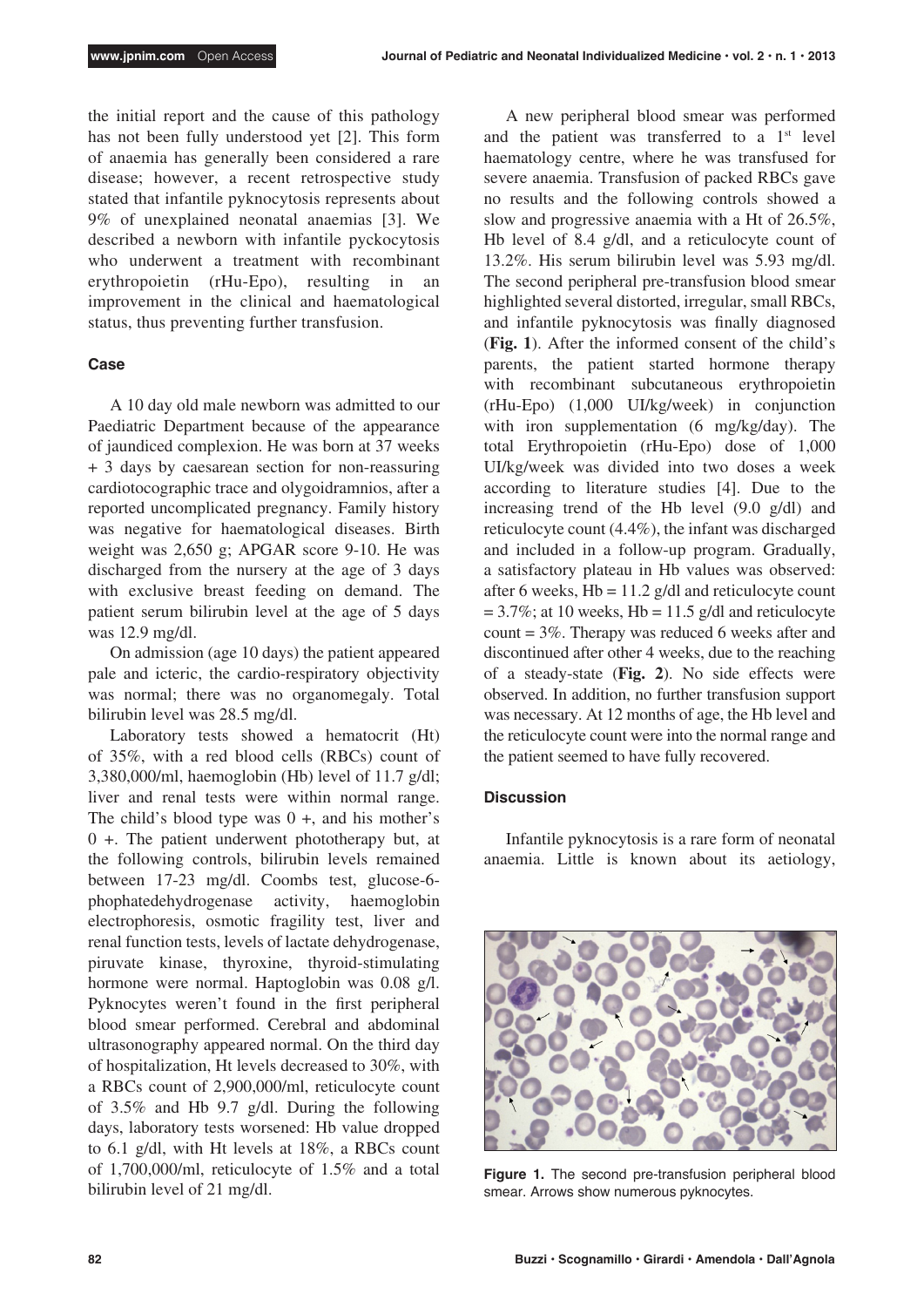the initial report and the cause of this pathology has not been fully understood yet [2]. This form of anaemia has generally been considered a rare disease; however, a recent retrospective study stated that infantile pyknocytosis represents about 9% of unexplained neonatal anaemias [3]. We described a newborn with infantile pyckocytosis who underwent a treatment with recombinant erythropoietin (rHu-Epo), resulting in an improvement in the clinical and haematological status, thus preventing further transfusion.

### Case

A 10 day old male newborn was admitted to our Paediatric Department because of the appearance of jaundiced complexion. He was born at 37 weeks + 3 days by caesarean section for non-reassuring cardiotocographic trace and olygoidramnios, after a reported uncomplicated pregnancy. Family history was negative for haematological diseases. Birth weight was 2,650 g; APGAR score 9-10. He was discharged from the nursery at the age of 3 days with exclusive breast feeding on demand. The patient serum bilirubin level at the age of 5 days was 12.9 mg/dl.

On admission (age 10 days) the patient appeared pale and icteric, the cardio-respiratory objectivity was normal; there was no organomegaly. Total bilirubin level was 28.5 mg/dl.

Laboratory tests showed a hematocrit (Ht) of 35%, with a red blood cells (RBCs) count of 3,380,000/ml, haemoglobin (Hb) level of 11.7 g/dl; liver and renal tests were within normal range. The child's blood type was 0 +, and his mother's 0 +. The patient underwent phototherapy but, at the following controls, bilirubin levels remained between 17-23 mg/dl. Coombs test, glucose-6-phophatedehydrogenase activity, haemoglobin electrophoresis, osmotic fragility test, liver and renal function tests, levels of lactate dehydrogenase, piruvate kinase, thyroxine, thyroid-stimulating hormone were normal. Haptoglobin was 0.08 g/l. Pyknocytes weren't found in the first peripheral blood smear performed. Cerebral and abdominal ultrasonography appeared normal. On the third day of hospitalization, Ht levels decreased to 30%, with a RBCs count of 2,900,000/ml, reticulocyte count of 3.5% and Hb 9.7 g/dl. During the following days, laboratory tests worsened: Hb value dropped to 6.1 g/dl, with Ht levels at 18%, a RBCs count of 1,700,000/ml, reticulocyte of 1.5% and a total bilirubin level of 21 mg/dl.

A new peripheral blood smear was performed and the patient was transferred to a 1st level haematology centre, where he was transfused for severe anaemia. Transfusion of packed RBCs gave no results and the following controls showed a slow and progressive anaemia with a Ht of 26.5%, Hb level of 8.4 g/dl, and a reticulocyte count of 13.2%. His serum bilirubin level was 5.93 mg/dl. The second peripheral pre-transfusion blood smear highlighted several distorted, irregular, small RBCs, and infantile pyknocytosis was finally diagnosed (**Fig. 1**). After the informed consent of the child's parents, the patient started hormone therapy with recombinant subcutaneous erythropoietin (rHu-Epo) (1,000 UI/kg/week) in conjunction with iron supplementation (6 mg/kg/day). The total Erythropoietin (rHu-Epo) dose of 1,000 UI/kg/week was divided into two doses a week according to literature studies [4]. Due to the increasing trend of the Hb level (9.0 g/dl) and reticulocyte count (4.4%), the infant was discharged and included in a follow-up program. Gradually, a satisfactory plateau in Hb values was observed: after 6 weeks, Hb = 11.2 g/dl and reticulocyte count = 3.7%; at 10 weeks, Hb = 11.5 g/dl and reticulocyte count = 3%. Therapy was reduced 6 weeks after and discontinued after other 4 weeks, due to the reaching of a steady-state (**Fig. 2**). No side effects were observed. In addition, no further transfusion support was necessary. At 12 months of age, the Hb level and the reticulocyte count were into the normal range and the patient seemed to have fully recovered.

### Discussion

Infantile pyknocytosis is a rare form of neonatal anaemia. Little is known about its aetiology,

**Figure 1.** The second pre-transfusion peripheral blood smear. Arrows show numerous pyknocytes.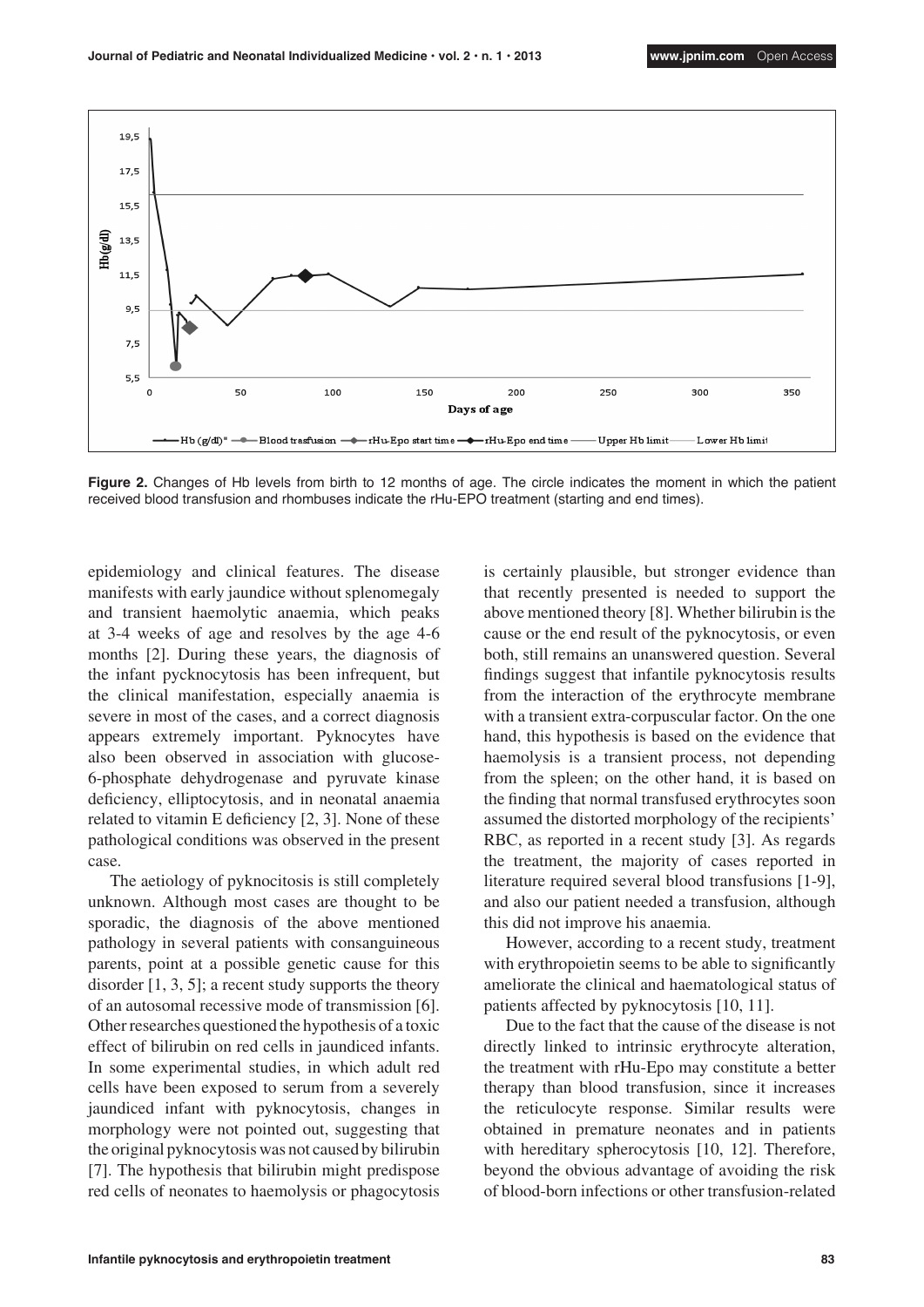**Figure 2.** Changes of Hb levels from birth to 12 months of age. The circle indicates the moment in which the patient received blood transfusion and rhombuses indicate the rHu-EPO treatment (starting and end times).

epidemiology and clinical features. The disease manifests with early jaundice without splenomegaly and transient haemolytic anaemia, which peaks at 3-4 weeks of age and resolves by the age 4-6 months [2]. During these years, the diagnosis of the infant pycknocytosis has been infrequent, but the clinical manifestation, especially anaemia is severe in most of the cases, and a correct diagnosis appears extremely important. Pyknocytes have also been observed in association with glucose-6-phosphate dehydrogenase and pyruvate kinase deficiency, elliptocytosis, and in neonatal anaemia related to vitamin E deficiency [2, 3]. None of these pathological conditions was observed in the present case.

The aetiology of pyknocitosis is still completely unknown. Although most cases are thought to be sporadic, the diagnosis of the above mentioned pathology in several patients with consanguineous parents, point at a possible genetic cause for this disorder [1, 3, 5]; a recent study supports the theory of an autosomal recessive mode of transmission [6]. Other researches questioned the hypothesis of a toxic effect of bilirubin on red cells in jaundiced infants. In some experimental studies, in which adult red cells have been exposed to serum from a severely jaundiced infant with pyknocytosis, changes in morphology were not pointed out, suggesting that the original pyknocytosis was not caused by bilirubin [7]. The hypothesis that bilirubin might predispose red cells of neonates to haemolysis or phagocytosis is certainly plausible, but stronger evidence than that recently presented is needed to support the above mentioned theory [8]. Whether bilirubin is the cause or the end result of the pyknocytosis, or even both, still remains an unanswered question. Several findings suggest that infantile pyknocytosis results from the interaction of the erythrocyte membrane with a transient extra-corpuscular factor. On the one hand, this hypothesis is based on the evidence that haemolysis is a transient process, not depending from the spleen; on the other hand, it is based on the finding that normal transfused erythrocytes soon assumed the distorted morphology of the recipients' RBC, as reported in a recent study [3]. As regards the treatment, the majority of cases reported in literature required several blood transfusions [1-9], and also our patient needed a transfusion, although this did not improve his anaemia.

However, according to a recent study, treatment with erythropoietin seems to be able to significantly ameliorate the clinical and haematological status of patients affected by pyknocytosis [10, 11].

Due to the fact that the cause of the disease is not directly linked to intrinsic erythrocyte alteration, the treatment with rHu-Epo may constitute a better therapy than blood transfusion, since it increases the reticulocyte response. Similar results were obtained in premature neonates and in patients with hereditary spherocytosis [10, 12]. Therefore, beyond the obvious advantage of avoiding the risk of blood-born infections or other transfusion-related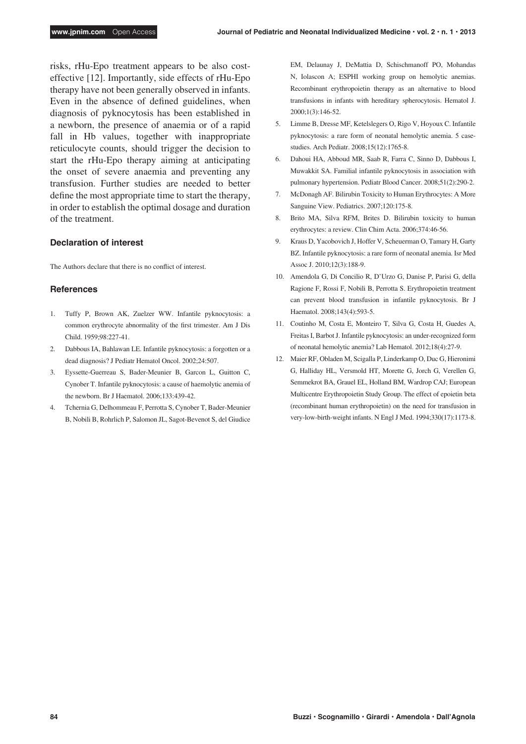risks, rHu-Epo treatment appears to be also cost-effective [12]. Importantly, side effects of rHu-Epo therapy have not been generally observed in infants. Even in the absence of defined guidelines, when diagnosis of pyknocytosis has been established in a newborn, the presence of anaemia or of a rapid fall in Hb values, together with inappropriate reticulocyte counts, should trigger the decision to start the rHu-Epo therapy aiming at anticipating the onset of severe anaemia and preventing any transfusion. Further studies are needed to better define the most appropriate time to start the therapy, in order to establish the optimal dosage and duration of the treatment.

### Declaration of interest

The Authors declare that there is no conflict of interest.

### References

1. Tuffy P, Brown AK, Zuelzer WW. Infantile pyknocytosis: a common erythrocyte abnormality of the first trimester. Am J Dis Child. 1959;98:227-41.
2. Dabbous IA, Bahlawan LE. Infantile pyknocytosis: a forgotten or a dead diagnosis? J Pediatr Hematol Oncol. 2002;24:507.
3. Eyssette-Guerreau S, Bader-Meunier B, Garcon L, Guitton C, Cynober T. Infantile pyknocytosis: a cause of haemolytic anemia of the newborn. Br J Haematol. 2006;133:439-42.
4. Tchernia G, Delhommeau F, Perrotta S, Cynober T, Bader-Meunier B, Nobili B, Rohrlich P, Salomon JL, Sagot-Bevenot S, del Giudice EM, Delaunay J, DeMattia D, Schischmanoff PO, Mohandas N, Iolascon A; ESPHI working group on hemolytic anemias. Recombinant erythropoietin therapy as an alternative to blood transfusions in infants with hereditary spherocytosis. Hematol J. 2000;1(3):146-52.
5. Limme B, Dresse MF, Ketelslegers O, Rigo V, Hoyoux C. Infantile pyknocytosis: a rare form of neonatal hemolytic anemia. 5 case-studies. Arch Pediatr. 2008;15(12):1765-8.
6. Dahoui HA, Abboud MR, Saab R, Farra C, Sinno D, Dabbous I, Muwakkit SA. Familial infantile pyknocytosis in association with pulmonary hypertension. Pediatr Blood Cancer. 2008;51(2):290-2.
7. McDonagh AF. Bilirubin Toxicity to Human Erythrocytes: A More Sanguine View. Pediatrics. 2007;120:175-8.
8. Brito MA, Silva RFM, Brites D. Bilirubin toxicity to human erythrocytes: a review. Clin Chim Acta. 2006;374:46-56.
9. Kraus D, Yacobovich J, Hoffer V, Scheuerman O, Tamary H, Garty BZ. Infantile pyknocytosis: a rare form of neonatal anemia. Isr Med Assoc J. 2010;12(3):188-9.
10. Amendola G, Di Concilio R, D'Urzo G, Danise P, Parisi G, della Ragione F, Rossi F, Nobili B, Perrotta S. Erythropoietin treatment can prevent blood transfusion in infantile pyknocytosis. Br J Haematol. 2008;143(4):593-5.
11. Coutinho M, Costa E, Monteiro T, Silva G, Costa H, Guedes A, Freitas I, Barbot J. Infantile pyknocytosis: an under-recognized form of neonatal hemolytic anemia? Lab Hematol. 2012;18(4):27-9.
12. Maier RF, Obladen M, Scigalla P, Linderkamp O, Duc G, Hieronimi G, Halliday HL, Versmold HT, Morette G, Jorch G, Verellen G, Semmekrot BA, Grauel EL, Holland BM, Wardrop CAJ; European Multicentre Erythropoietin Study Group. The effect of epoietin beta (recombinant human erythropoietin) on the need for transfusion in very-low-birth-weight infants. N Engl J Med. 1994;330(17):1173-8.